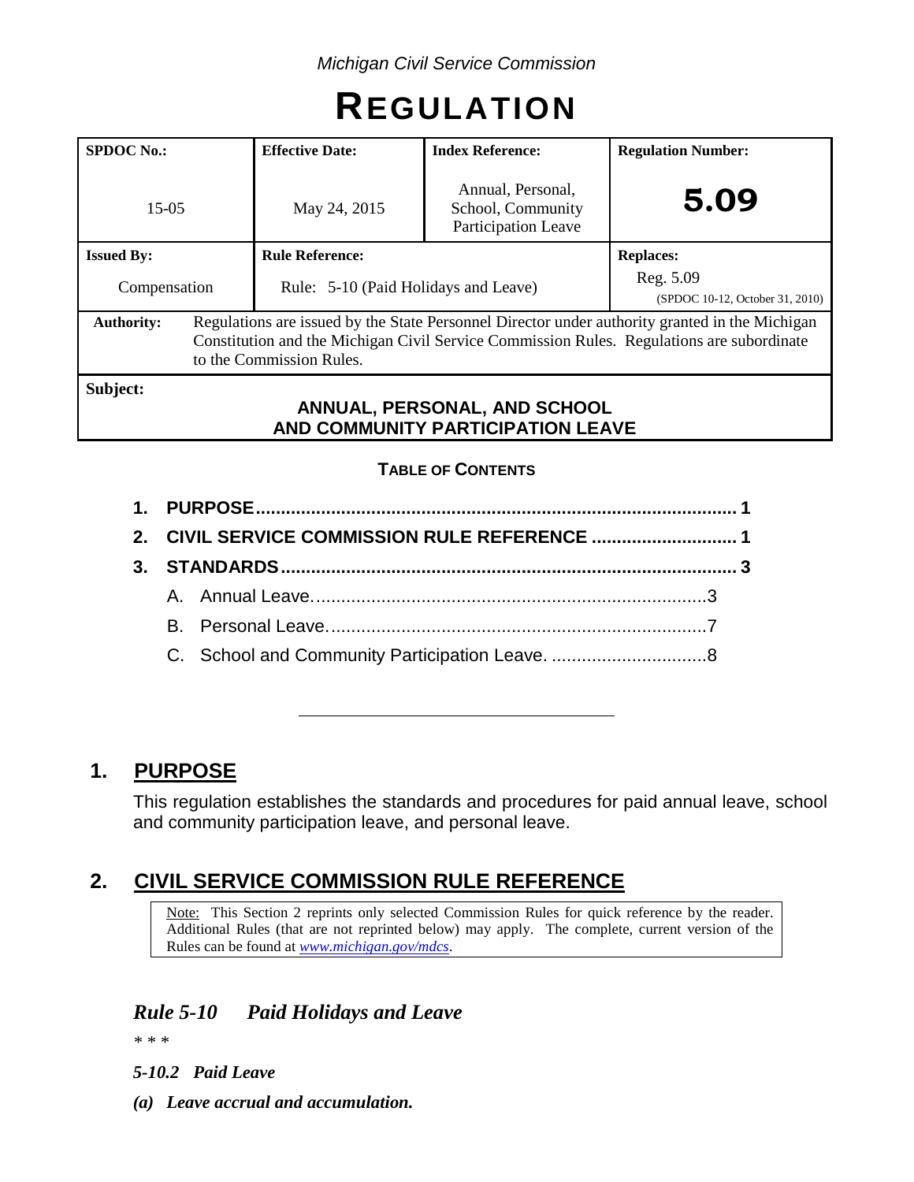*Michigan Civil Service Commission*

# REGULATION

| SPDOC No.: | Effective Date: | Index Reference: | Regulation Number: |
|---|---|---|---|
| 15-05 | May 24, 2015 | Annual, Personal, School, Community Participation Leave | **5.09** |
| **Issued By:** | **Rule Reference:** | | **Replaces:** |
| Compensation | Rule: 5-10 (Paid Holidays and Leave) | | Reg. 5.09 (SPDOC 10-12, October 31, 2010) |
| **Authority:** | Regulations are issued by the State Personnel Director under authority granted in the Michigan Constitution and the Michigan Civil Service Commission Rules. Regulations are subordinate to the Commission Rules. | | |
| **Subject:** | **ANNUAL, PERSONAL, AND SCHOOL AND COMMUNITY PARTICIPATION LEAVE** | | |

**TABLE OF CONTENTS**

1. **PURPOSE** ..... 1
2. **CIVIL SERVICE COMMISSION RULE REFERENCE** ..... 1
3. **STANDARDS** ..... 3
   - A. Annual Leave. ..... 3
   - B. Personal Leave. ..... 7
   - C. School and Community Participation Leave. ..... 8

---

## 1. PURPOSE

This regulation establishes the standards and procedures for paid annual leave, school and community participation leave, and personal leave.

## 2. CIVIL SERVICE COMMISSION RULE REFERENCE

> Note: This Section 2 reprints only selected Commission Rules for quick reference by the reader. Additional Rules (that are not reprinted below) may apply. The complete, current version of the Rules can be found at *www.michigan.gov/mdcs*.

### *Rule 5-10 Paid Holidays and Leave*

*\* \* \**

***5-10.2 Paid Leave***

***(a) Leave accrual and accumulation.***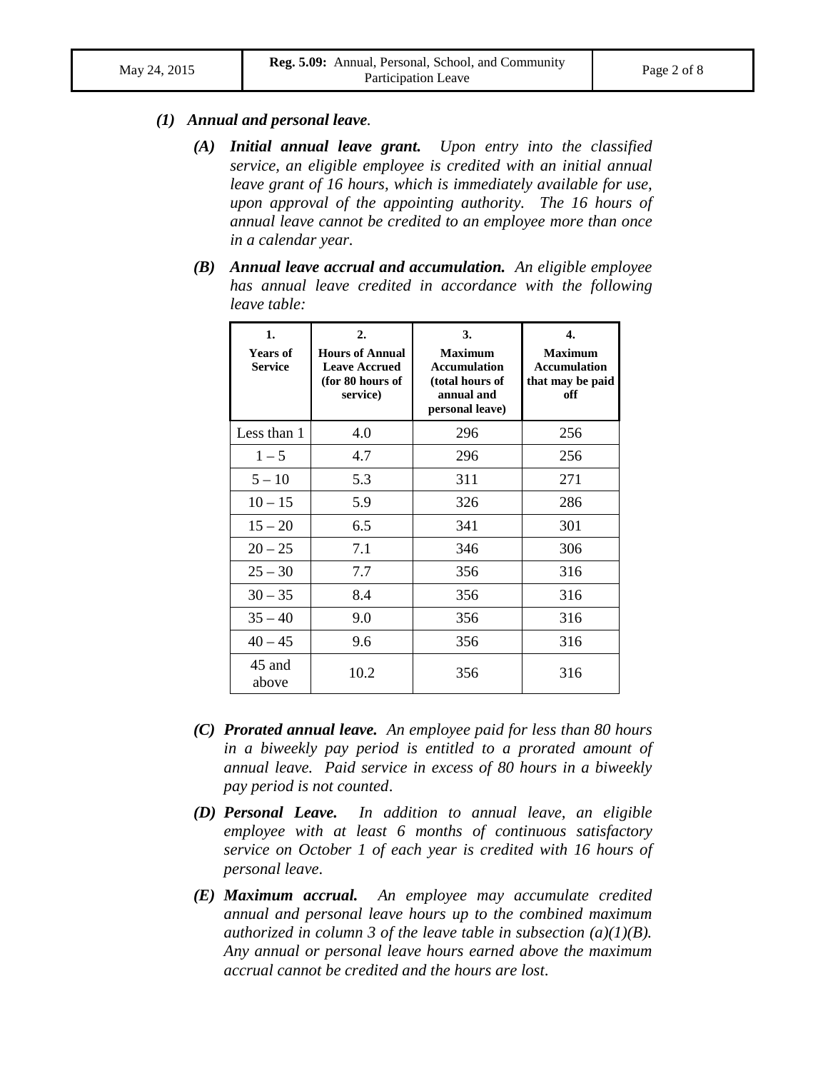*(1)* ***Annual and personal leave.***

*(A)* ***Initial annual leave grant.*** *Upon entry into the classified service, an eligible employee is credited with an initial annual leave grant of 16 hours, which is immediately available for use, upon approval of the appointing authority. The 16 hours of annual leave cannot be credited to an employee more than once in a calendar year.*

*(B)* ***Annual leave accrual and accumulation.*** *An eligible employee has annual leave credited in accordance with the following leave table:*

| 1. Years of Service | 2. Hours of Annual Leave Accrued (for 80 hours of service) | 3. Maximum Accumulation (total hours of annual and personal leave) | 4. Maximum Accumulation that may be paid off |
|---|---|---|---|
| Less than 1 | 4.0 | 296 | 256 |
| 1 – 5 | 4.7 | 296 | 256 |
| 5 – 10 | 5.3 | 311 | 271 |
| 10 – 15 | 5.9 | 326 | 286 |
| 15 – 20 | 6.5 | 341 | 301 |
| 20 – 25 | 7.1 | 346 | 306 |
| 25 – 30 | 7.7 | 356 | 316 |
| 30 – 35 | 8.4 | 356 | 316 |
| 35 – 40 | 9.0 | 356 | 316 |
| 40 – 45 | 9.6 | 356 | 316 |
| 45 and above | 10.2 | 356 | 316 |

*(C)* ***Prorated annual leave.*** *An employee paid for less than 80 hours in a biweekly pay period is entitled to a prorated amount of annual leave. Paid service in excess of 80 hours in a biweekly pay period is not counted.*

*(D)* ***Personal Leave.*** *In addition to annual leave, an eligible employee with at least 6 months of continuous satisfactory service on October 1 of each year is credited with 16 hours of personal leave.*

*(E)* ***Maximum accrual.*** *An employee may accumulate credited annual and personal leave hours up to the combined maximum authorized in column 3 of the leave table in subsection (a)(1)(B). Any annual or personal leave hours earned above the maximum accrual cannot be credited and the hours are lost.*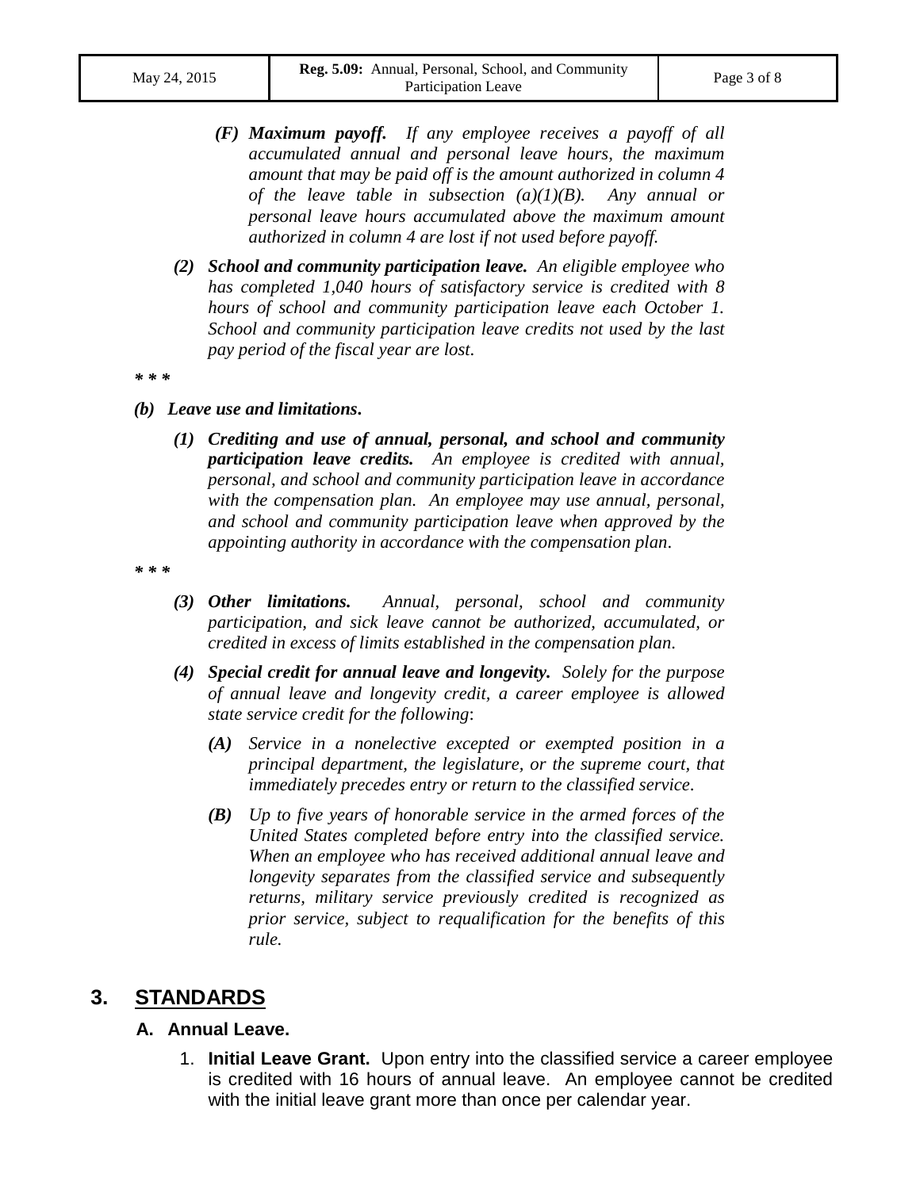*(F)* ***Maximum payoff.*** *If any employee receives a payoff of all accumulated annual and personal leave hours, the maximum amount that may be paid off is the amount authorized in column 4 of the leave table in subsection (a)(1)(B). Any annual or personal leave hours accumulated above the maximum amount authorized in column 4 are lost if not used before payoff.*

*(2)* ***School and community participation leave.*** *An eligible employee who has completed 1,040 hours of satisfactory service is credited with 8 hours of school and community participation leave each October 1. School and community participation leave credits not used by the last pay period of the fiscal year are lost.*

*** * ***

***(b) Leave use and limitations.***

*(1)* ***Crediting and use of annual, personal, and school and community participation leave credits.*** *An employee is credited with annual, personal, and school and community participation leave in accordance with the compensation plan. An employee may use annual, personal, and school and community participation leave when approved by the appointing authority in accordance with the compensation plan.*

*** * ***

*(3)* ***Other limitations.*** *Annual, personal, school and community participation, and sick leave cannot be authorized, accumulated, or credited in excess of limits established in the compensation plan.*

*(4)* ***Special credit for annual leave and longevity.*** *Solely for the purpose of annual leave and longevity credit, a career employee is allowed state service credit for the following:*

*(A) Service in a nonelective excepted or exempted position in a principal department, the legislature, or the supreme court, that immediately precedes entry or return to the classified service.*

*(B) Up to five years of honorable service in the armed forces of the United States completed before entry into the classified service. When an employee who has received additional annual leave and longevity separates from the classified service and subsequently returns, military service previously credited is recognized as prior service, subject to requalification for the benefits of this rule.*

## 3. STANDARDS

### A. Annual Leave.

1. **Initial Leave Grant.** Upon entry into the classified service a career employee is credited with 16 hours of annual leave. An employee cannot be credited with the initial leave grant more than once per calendar year.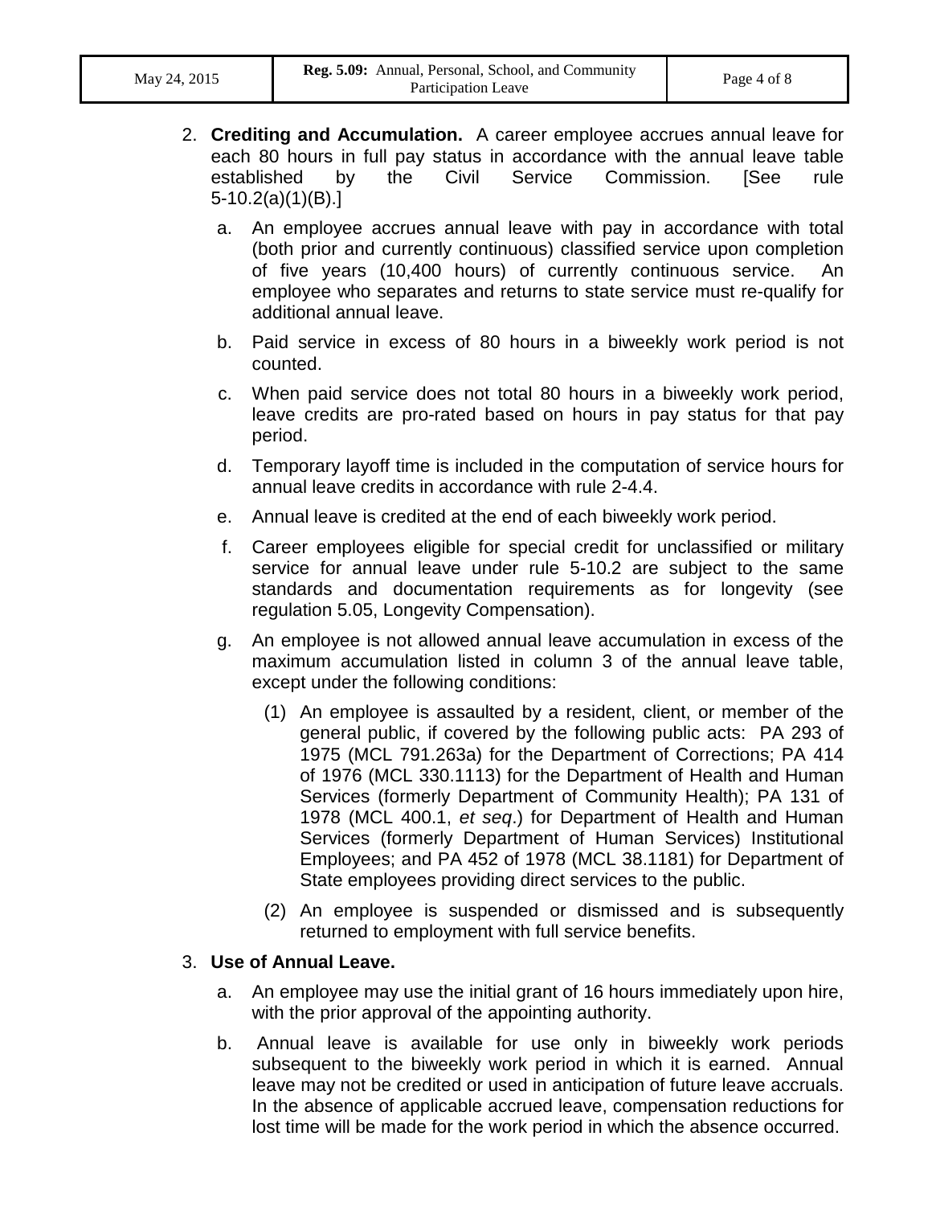2. **Crediting and Accumulation.** A career employee accrues annual leave for each 80 hours in full pay status in accordance with the annual leave table established by the Civil Service Commission. [See rule 5-10.2(a)(1)(B).]

   a. An employee accrues annual leave with pay in accordance with total (both prior and currently continuous) classified service upon completion of five years (10,400 hours) of currently continuous service. An employee who separates and returns to state service must re-qualify for additional annual leave.

   b. Paid service in excess of 80 hours in a biweekly work period is not counted.

   c. When paid service does not total 80 hours in a biweekly work period, leave credits are pro-rated based on hours in pay status for that pay period.

   d. Temporary layoff time is included in the computation of service hours for annual leave credits in accordance with rule 2-4.4.

   e. Annual leave is credited at the end of each biweekly work period.

   f. Career employees eligible for special credit for unclassified or military service for annual leave under rule 5-10.2 are subject to the same standards and documentation requirements as for longevity (see regulation 5.05, Longevity Compensation).

   g. An employee is not allowed annual leave accumulation in excess of the maximum accumulation listed in column 3 of the annual leave table, except under the following conditions:

      (1) An employee is assaulted by a resident, client, or member of the general public, if covered by the following public acts: PA 293 of 1975 (MCL 791.263a) for the Department of Corrections; PA 414 of 1976 (MCL 330.1113) for the Department of Health and Human Services (formerly Department of Community Health); PA 131 of 1978 (MCL 400.1, *et seq*.) for Department of Health and Human Services (formerly Department of Human Services) Institutional Employees; and PA 452 of 1978 (MCL 38.1181) for Department of State employees providing direct services to the public.

      (2) An employee is suspended or dismissed and is subsequently returned to employment with full service benefits.

3. **Use of Annual Leave.**

   a. An employee may use the initial grant of 16 hours immediately upon hire, with the prior approval of the appointing authority.

   b. Annual leave is available for use only in biweekly work periods subsequent to the biweekly work period in which it is earned. Annual leave may not be credited or used in anticipation of future leave accruals. In the absence of applicable accrued leave, compensation reductions for lost time will be made for the work period in which the absence occurred.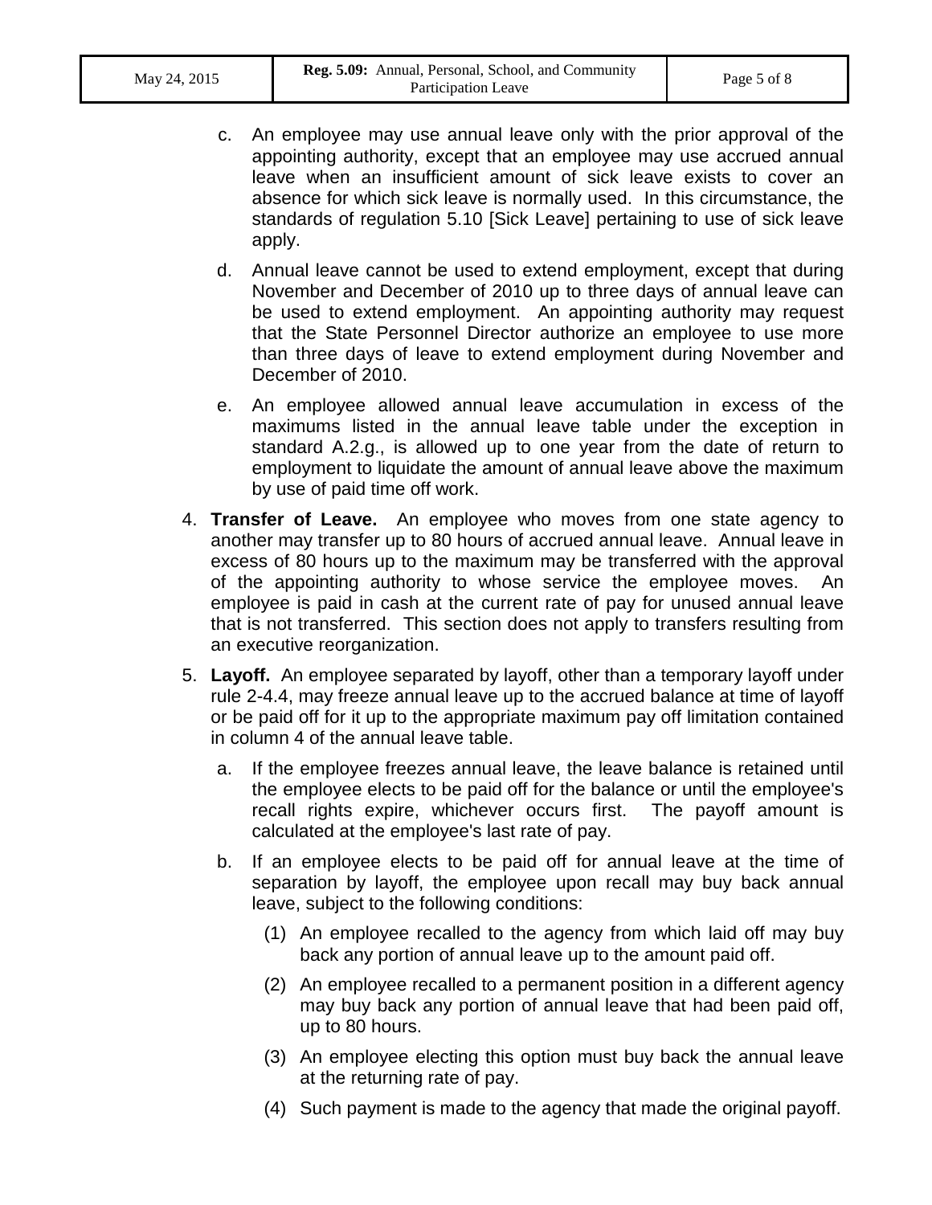c. An employee may use annual leave only with the prior approval of the appointing authority, except that an employee may use accrued annual leave when an insufficient amount of sick leave exists to cover an absence for which sick leave is normally used. In this circumstance, the standards of regulation 5.10 [Sick Leave] pertaining to use of sick leave apply.

d. Annual leave cannot be used to extend employment, except that during November and December of 2010 up to three days of annual leave can be used to extend employment. An appointing authority may request that the State Personnel Director authorize an employee to use more than three days of leave to extend employment during November and December of 2010.

e. An employee allowed annual leave accumulation in excess of the maximums listed in the annual leave table under the exception in standard A.2.g., is allowed up to one year from the date of return to employment to liquidate the amount of annual leave above the maximum by use of paid time off work.

4. **Transfer of Leave.** An employee who moves from one state agency to another may transfer up to 80 hours of accrued annual leave. Annual leave in excess of 80 hours up to the maximum may be transferred with the approval of the appointing authority to whose service the employee moves. An employee is paid in cash at the current rate of pay for unused annual leave that is not transferred. This section does not apply to transfers resulting from an executive reorganization.

5. **Layoff.** An employee separated by layoff, other than a temporary layoff under rule 2-4.4, may freeze annual leave up to the accrued balance at time of layoff or be paid off for it up to the appropriate maximum pay off limitation contained in column 4 of the annual leave table.

   a. If the employee freezes annual leave, the leave balance is retained until the employee elects to be paid off for the balance or until the employee's recall rights expire, whichever occurs first. The payoff amount is calculated at the employee's last rate of pay.

   b. If an employee elects to be paid off for annual leave at the time of separation by layoff, the employee upon recall may buy back annual leave, subject to the following conditions:

      (1) An employee recalled to the agency from which laid off may buy back any portion of annual leave up to the amount paid off.

      (2) An employee recalled to a permanent position in a different agency may buy back any portion of annual leave that had been paid off, up to 80 hours.

      (3) An employee electing this option must buy back the annual leave at the returning rate of pay.

      (4) Such payment is made to the agency that made the original payoff.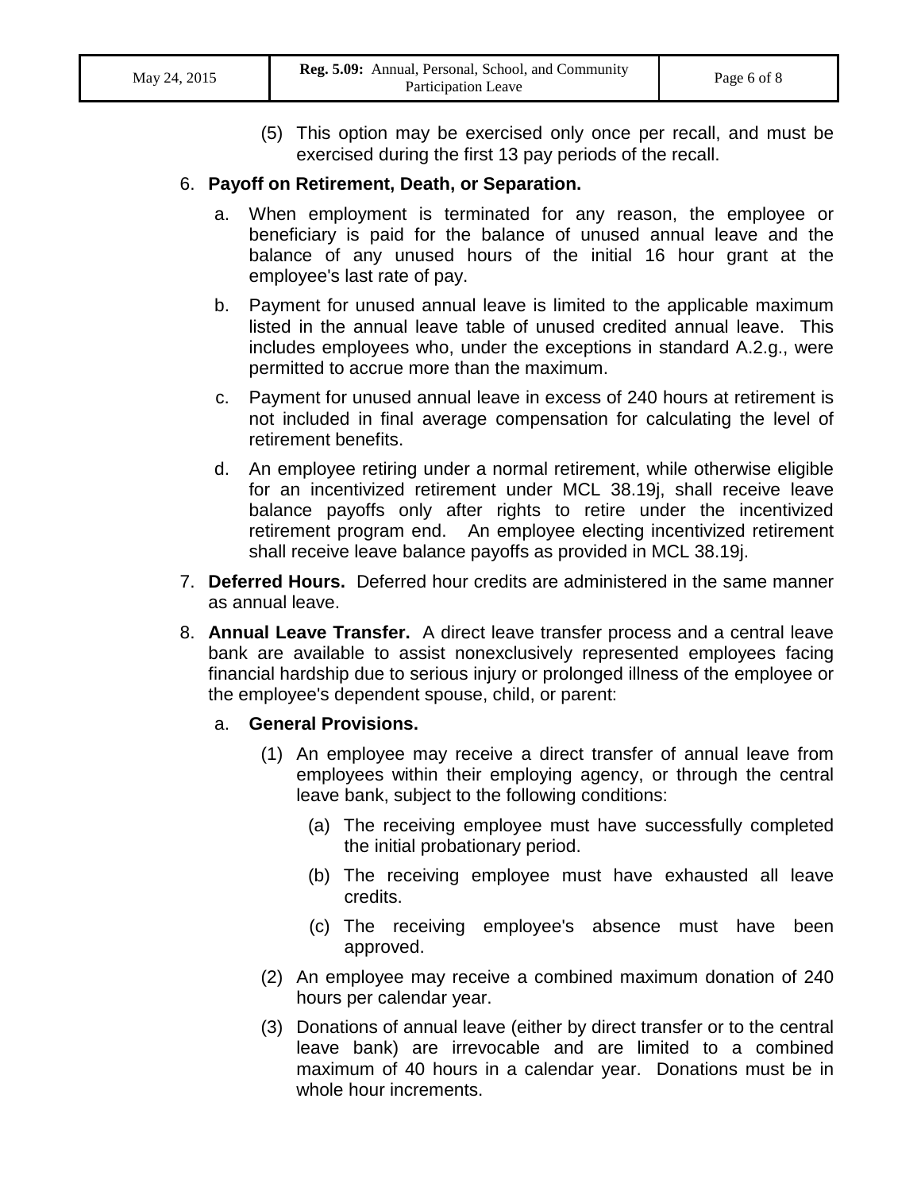(5) This option may be exercised only once per recall, and must be exercised during the first 13 pay periods of the recall.

6. **Payoff on Retirement, Death, or Separation.**

   a. When employment is terminated for any reason, the employee or beneficiary is paid for the balance of unused annual leave and the balance of any unused hours of the initial 16 hour grant at the employee's last rate of pay.

   b. Payment for unused annual leave is limited to the applicable maximum listed in the annual leave table of unused credited annual leave. This includes employees who, under the exceptions in standard A.2.g., were permitted to accrue more than the maximum.

   c. Payment for unused annual leave in excess of 240 hours at retirement is not included in final average compensation for calculating the level of retirement benefits.

   d. An employee retiring under a normal retirement, while otherwise eligible for an incentivized retirement under MCL 38.19j, shall receive leave balance payoffs only after rights to retire under the incentivized retirement program end. An employee electing incentivized retirement shall receive leave balance payoffs as provided in MCL 38.19j.

7. **Deferred Hours.** Deferred hour credits are administered in the same manner as annual leave.

8. **Annual Leave Transfer.** A direct leave transfer process and a central leave bank are available to assist nonexclusively represented employees facing financial hardship due to serious injury or prolonged illness of the employee or the employee's dependent spouse, child, or parent:

   a. **General Provisions.**

      (1) An employee may receive a direct transfer of annual leave from employees within their employing agency, or through the central leave bank, subject to the following conditions:

         (a) The receiving employee must have successfully completed the initial probationary period.

         (b) The receiving employee must have exhausted all leave credits.

         (c) The receiving employee's absence must have been approved.

      (2) An employee may receive a combined maximum donation of 240 hours per calendar year.

      (3) Donations of annual leave (either by direct transfer or to the central leave bank) are irrevocable and are limited to a combined maximum of 40 hours in a calendar year. Donations must be in whole hour increments.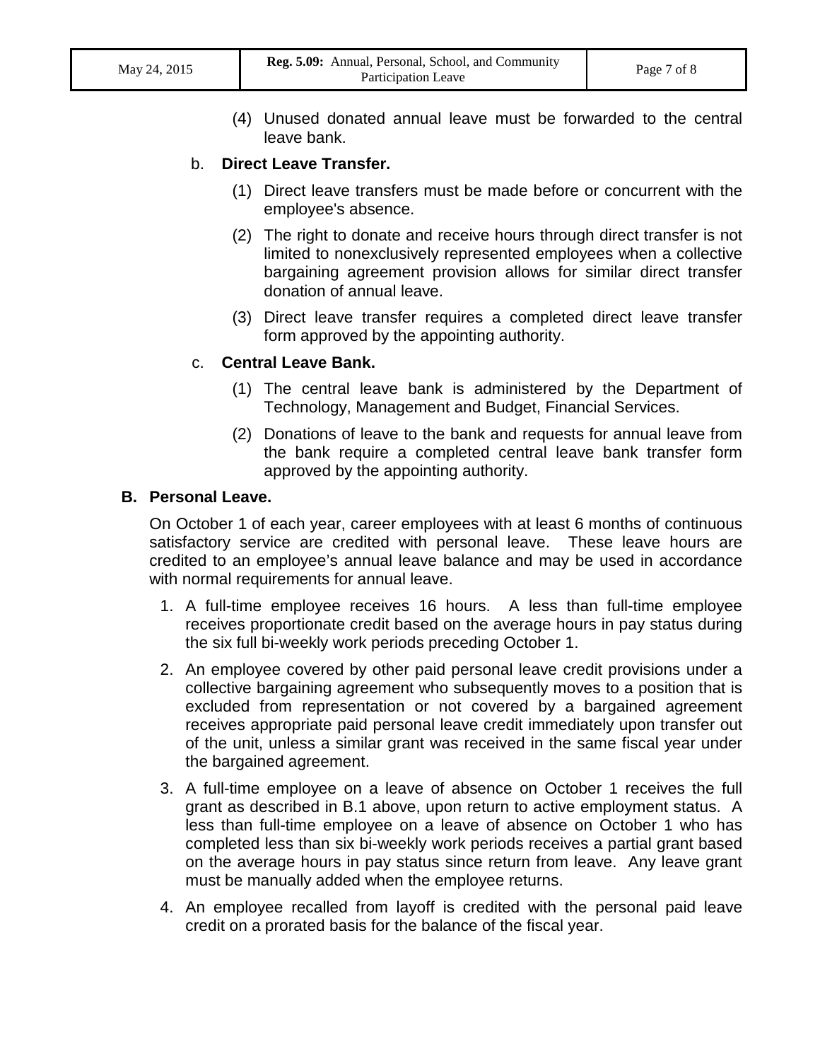(4) Unused donated annual leave must be forwarded to the central leave bank.

b. **Direct Leave Transfer.**

(1) Direct leave transfers must be made before or concurrent with the employee's absence.

(2) The right to donate and receive hours through direct transfer is not limited to nonexclusively represented employees when a collective bargaining agreement provision allows for similar direct transfer donation of annual leave.

(3) Direct leave transfer requires a completed direct leave transfer form approved by the appointing authority.

c. **Central Leave Bank.**

(1) The central leave bank is administered by the Department of Technology, Management and Budget, Financial Services.

(2) Donations of leave to the bank and requests for annual leave from the bank require a completed central leave bank transfer form approved by the appointing authority.

**B. Personal Leave.**

On October 1 of each year, career employees with at least 6 months of continuous satisfactory service are credited with personal leave. These leave hours are credited to an employee's annual leave balance and may be used in accordance with normal requirements for annual leave.

1. A full-time employee receives 16 hours. A less than full-time employee receives proportionate credit based on the average hours in pay status during the six full bi-weekly work periods preceding October 1.
2. An employee covered by other paid personal leave credit provisions under a collective bargaining agreement who subsequently moves to a position that is excluded from representation or not covered by a bargained agreement receives appropriate paid personal leave credit immediately upon transfer out of the unit, unless a similar grant was received in the same fiscal year under the bargained agreement.
3. A full-time employee on a leave of absence on October 1 receives the full grant as described in B.1 above, upon return to active employment status. A less than full-time employee on a leave of absence on October 1 who has completed less than six bi-weekly work periods receives a partial grant based on the average hours in pay status since return from leave. Any leave grant must be manually added when the employee returns.
4. An employee recalled from layoff is credited with the personal paid leave credit on a prorated basis for the balance of the fiscal year.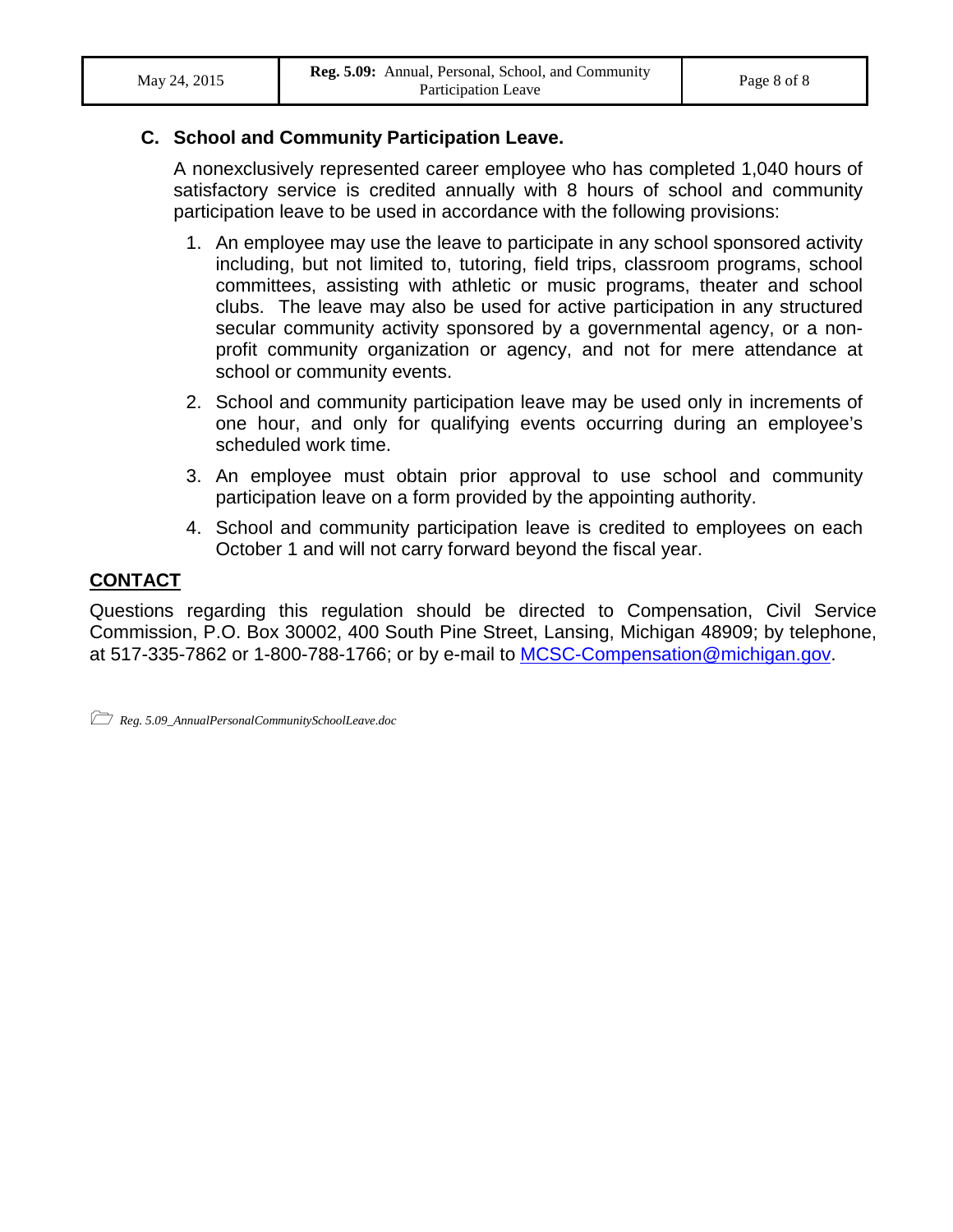### C. School and Community Participation Leave.

A nonexclusively represented career employee who has completed 1,040 hours of satisfactory service is credited annually with 8 hours of school and community participation leave to be used in accordance with the following provisions:

1. An employee may use the leave to participate in any school sponsored activity including, but not limited to, tutoring, field trips, classroom programs, school committees, assisting with athletic or music programs, theater and school clubs. The leave may also be used for active participation in any structured secular community activity sponsored by a governmental agency, or a non-profit community organization or agency, and not for mere attendance at school or community events.

2. School and community participation leave may be used only in increments of one hour, and only for qualifying events occurring during an employee's scheduled work time.

3. An employee must obtain prior approval to use school and community participation leave on a form provided by the appointing authority.

4. School and community participation leave is credited to employees on each October 1 and will not carry forward beyond the fiscal year.

## CONTACT

Questions regarding this regulation should be directed to Compensation, Civil Service Commission, P.O. Box 30002, 400 South Pine Street, Lansing, Michigan 48909; by telephone, at 517-335-7862 or 1-800-788-1766; or by e-mail to MCSC-Compensation@michigan.gov.

*Reg. 5.09_AnnualPersonalCommunitySchoolLeave.doc*